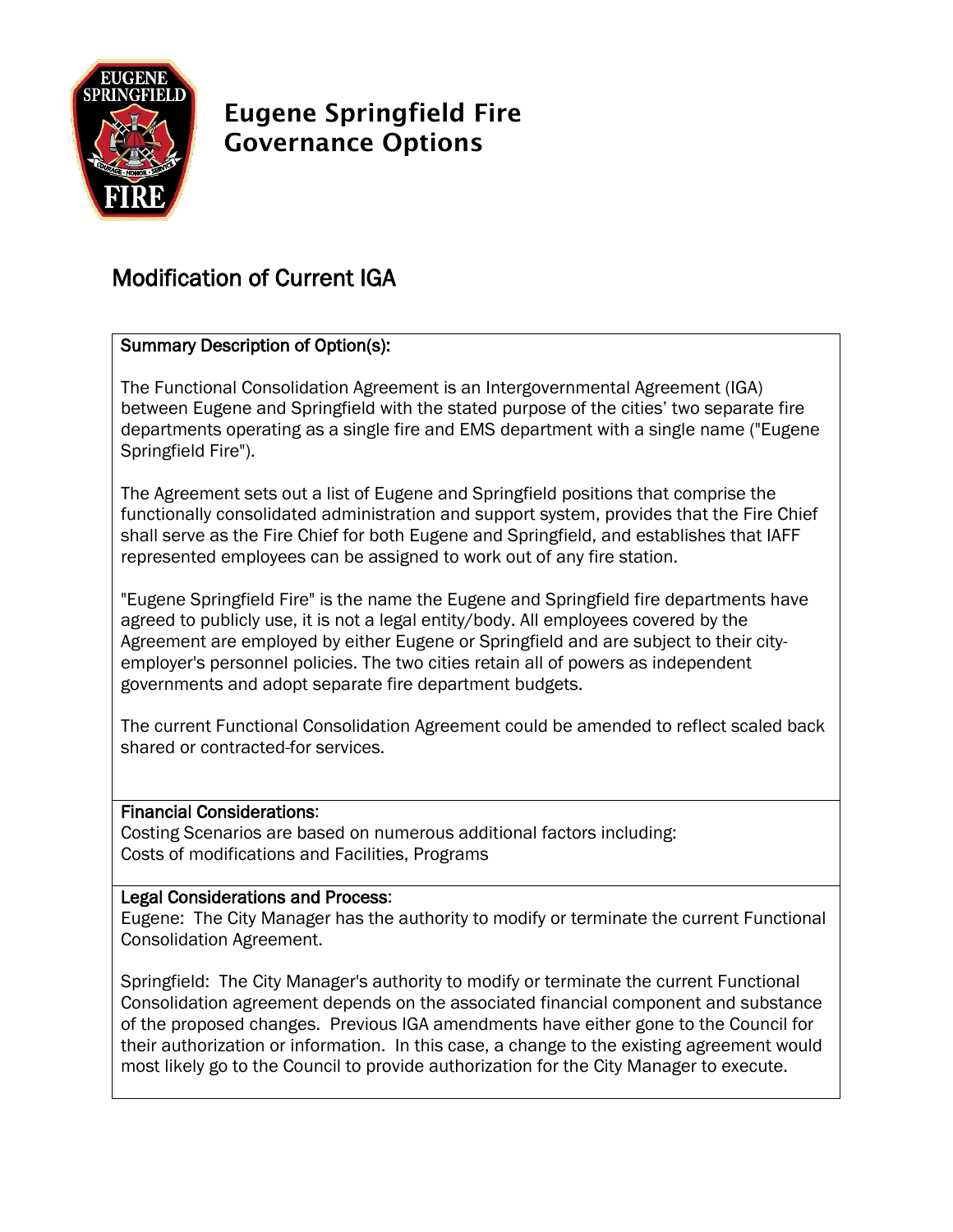# Eugene Springfield Fire Governance Options

## Modification of Current IGA

**Summary Description of Option(s):**

The Functional Consolidation Agreement is an Intergovernmental Agreement (IGA) between Eugene and Springfield with the stated purpose of the cities' two separate fire departments operating as a single fire and EMS department with a single name ("Eugene Springfield Fire").

The Agreement sets out a list of Eugene and Springfield positions that comprise the functionally consolidated administration and support system, provides that the Fire Chief shall serve as the Fire Chief for both Eugene and Springfield, and establishes that IAFF represented employees can be assigned to work out of any fire station.

"Eugene Springfield Fire" is the name the Eugene and Springfield fire departments have agreed to publicly use, it is not a legal entity/body. All employees covered by the Agreement are employed by either Eugene or Springfield and are subject to their city-employer's personnel policies. The two cities retain all of powers as independent governments and adopt separate fire department budgets.

The current Functional Consolidation Agreement could be amended to reflect scaled back shared or contracted-for services.

**Financial Considerations:**
Costing Scenarios are based on numerous additional factors including:
Costs of modifications and Facilities, Programs

**Legal Considerations and Process:**
Eugene: The City Manager has the authority to modify or terminate the current Functional Consolidation Agreement.

Springfield: The City Manager's authority to modify or terminate the current Functional Consolidation agreement depends on the associated financial component and substance of the proposed changes. Previous IGA amendments have either gone to the Council for their authorization or information. In this case, a change to the existing agreement would most likely go to the Council to provide authorization for the City Manager to execute.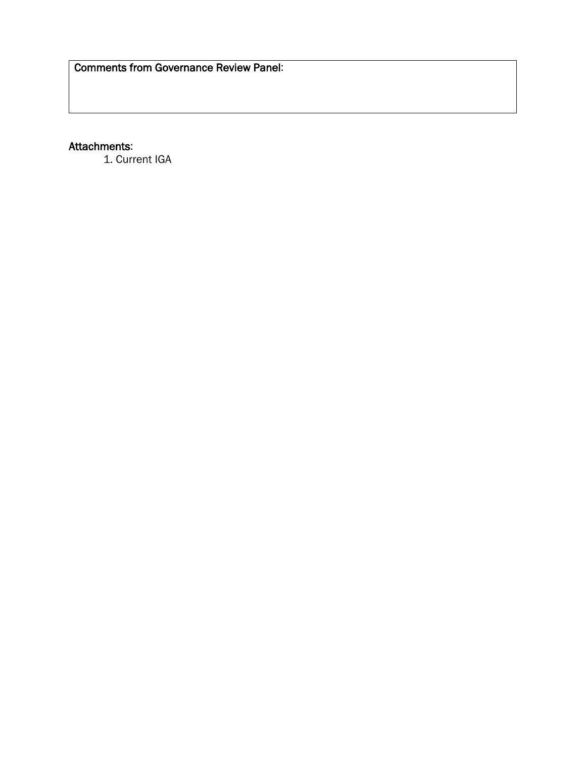| Comments from Governance Review Panel: |
| --- |
| |

**Attachments**:

1. Current IGA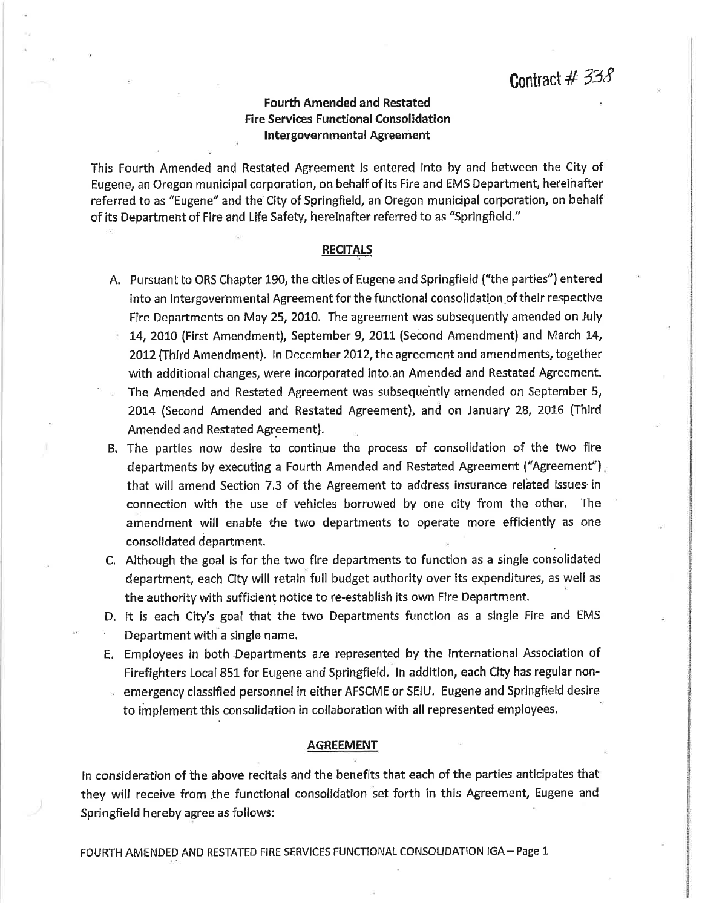Contract # 338

**Fourth Amended and Restated**
**Fire Services Functional Consolidation**
**Intergovernmental Agreement**

This Fourth Amended and Restated Agreement is entered into by and between the City of Eugene, an Oregon municipal corporation, on behalf of its Fire and EMS Department, hereinafter referred to as "Eugene" and the City of Springfield, an Oregon municipal corporation, on behalf of its Department of Fire and Life Safety, hereinafter referred to as "Springfield."

## RECITALS

A. Pursuant to ORS Chapter 190, the cities of Eugene and Springfield ("the parties") entered into an Intergovernmental Agreement for the functional consolidation of their respective Fire Departments on May 25, 2010. The agreement was subsequently amended on July 14, 2010 (First Amendment), September 9, 2011 (Second Amendment) and March 14, 2012 (Third Amendment). In December 2012, the agreement and amendments, together with additional changes, were incorporated into an Amended and Restated Agreement. The Amended and Restated Agreement was subsequently amended on September 5, 2014 (Second Amended and Restated Agreement), and on January 28, 2016 (Third Amended and Restated Agreement).

B. The parties now desire to continue the process of consolidation of the two fire departments by executing a Fourth Amended and Restated Agreement ("Agreement") that will amend Section 7.3 of the Agreement to address insurance related issues in connection with the use of vehicles borrowed by one city from the other. The amendment will enable the two departments to operate more efficiently as one consolidated department.

C. Although the goal is for the two fire departments to function as a single consolidated department, each City will retain full budget authority over its expenditures, as well as the authority with sufficient notice to re-establish its own Fire Department.

D. It is each City's goal that the two Departments function as a single Fire and EMS Department with a single name.

E. Employees in both Departments are represented by the International Association of Firefighters Local 851 for Eugene and Springfield. In addition, each City has regular non-emergency classified personnel in either AFSCME or SEIU. Eugene and Springfield desire to implement this consolidation in collaboration with all represented employees.

## AGREEMENT

In consideration of the above recitals and the benefits that each of the parties anticipates that they will receive from the functional consolidation set forth in this Agreement, Eugene and Springfield hereby agree as follows: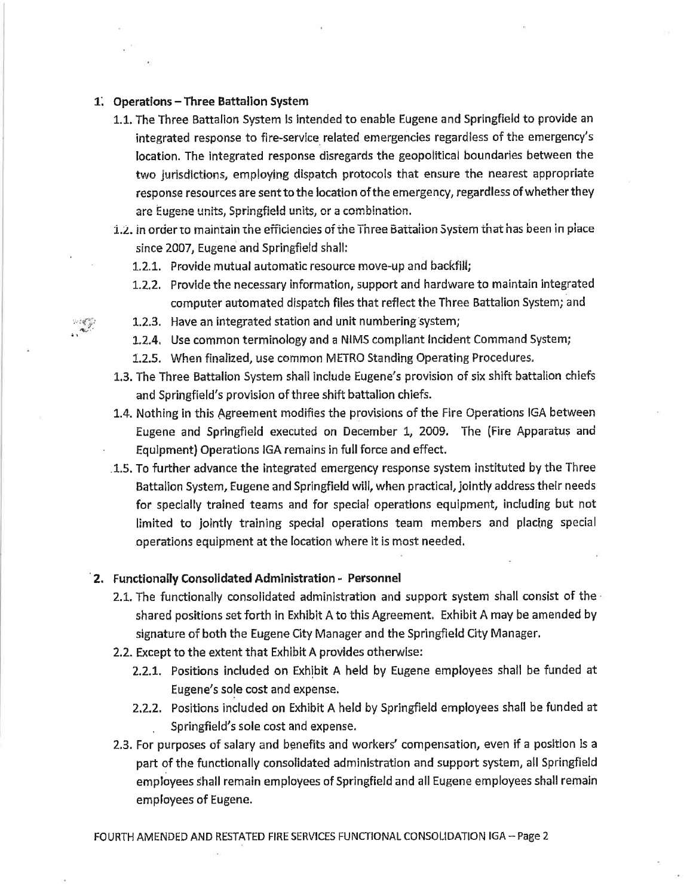1. **Operations – Three Battalion System**
   - 1.1. The Three Battalion System is intended to enable Eugene and Springfield to provide an integrated response to fire-service related emergencies regardless of the emergency's location. The integrated response disregards the geopolitical boundaries between the two jurisdictions, employing dispatch protocols that ensure the nearest appropriate response resources are sent to the location of the emergency, regardless of whether they are Eugene units, Springfield units, or a combination.
   - 1.2. In order to maintain the efficiencies of the Three Battalion System that has been in place since 2007, Eugene and Springfield shall:
     - 1.2.1. Provide mutual automatic resource move-up and backfill;
     - 1.2.2. Provide the necessary information, support and hardware to maintain integrated computer automated dispatch files that reflect the Three Battalion System; and
     - 1.2.3. Have an integrated station and unit numbering system;
     - 1.2.4. Use common terminology and a NIMS compliant Incident Command System;
     - 1.2.5. When finalized, use common METRO Standing Operating Procedures.
   - 1.3. The Three Battalion System shall include Eugene's provision of six shift battalion chiefs and Springfield's provision of three shift battalion chiefs.
   - 1.4. Nothing in this Agreement modifies the provisions of the Fire Operations IGA between Eugene and Springfield executed on December 1, 2009. The (Fire Apparatus and Equipment) Operations IGA remains in full force and effect.
   - 1.5. To further advance the integrated emergency response system instituted by the Three Battalion System, Eugene and Springfield will, when practical, jointly address their needs for specially trained teams and for special operations equipment, including but not limited to jointly training special operations team members and placing special operations equipment at the location where it is most needed.

2. **Functionally Consolidated Administration - Personnel**
   - 2.1. The functionally consolidated administration and support system shall consist of the shared positions set forth in Exhibit A to this Agreement. Exhibit A may be amended by signature of both the Eugene City Manager and the Springfield City Manager.
   - 2.2. Except to the extent that Exhibit A provides otherwise:
     - 2.2.1. Positions included on Exhibit A held by Eugene employees shall be funded at Eugene's sole cost and expense.
     - 2.2.2. Positions included on Exhibit A held by Springfield employees shall be funded at Springfield's sole cost and expense.
   - 2.3. For purposes of salary and benefits and workers' compensation, even if a position is a part of the functionally consolidated administration and support system, all Springfield employees shall remain employees of Springfield and all Eugene employees shall remain employees of Eugene.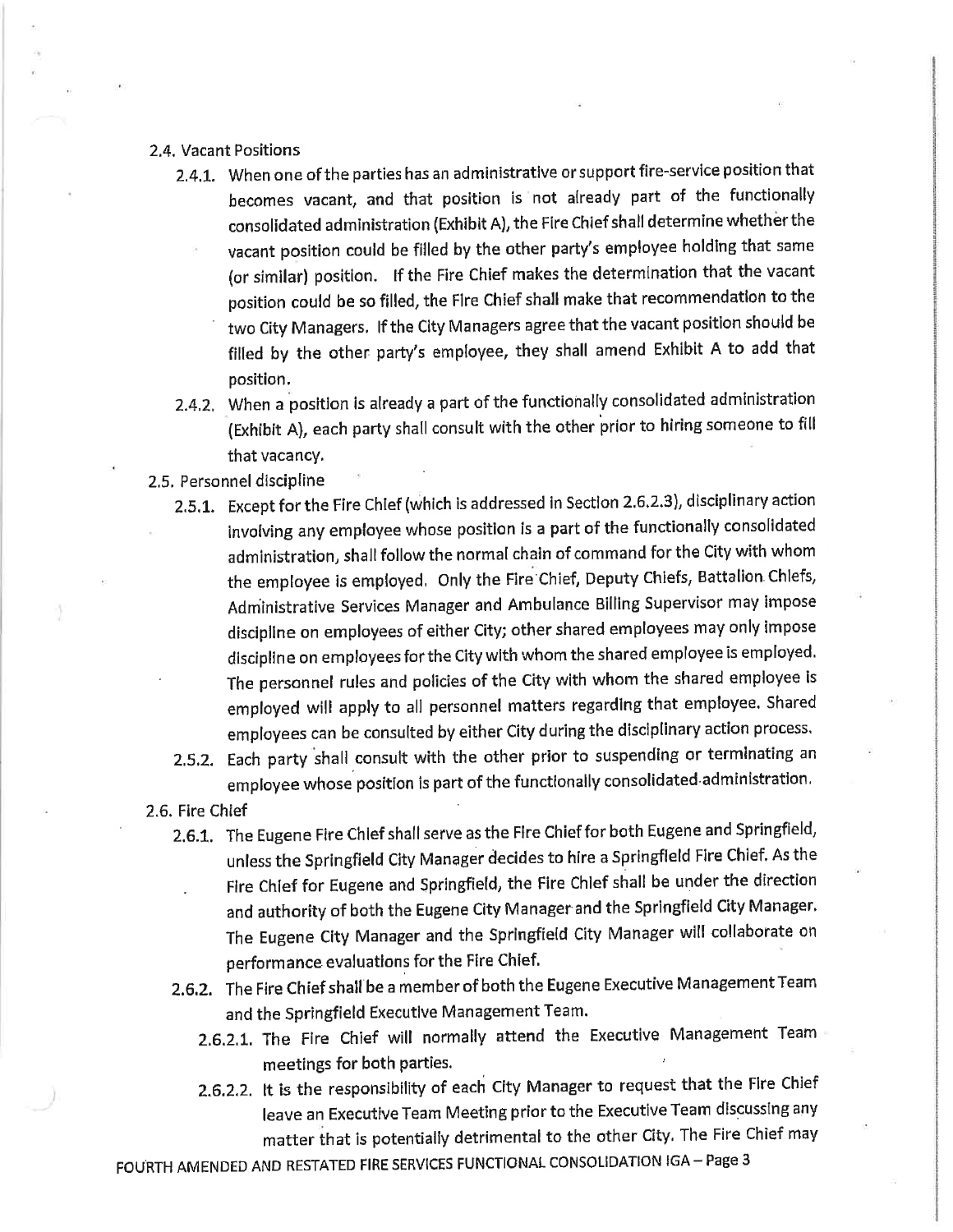2.4. Vacant Positions

2.4.1. When one of the parties has an administrative or support fire-service position that becomes vacant, and that position is not already part of the functionally consolidated administration (Exhibit A), the Fire Chief shall determine whether the vacant position could be filled by the other party's employee holding that same (or similar) position. If the Fire Chief makes the determination that the vacant position could be so filled, the Fire Chief shall make that recommendation to the two City Managers. If the City Managers agree that the vacant position should be filled by the other party's employee, they shall amend Exhibit A to add that position.

2.4.2. When a position is already a part of the functionally consolidated administration (Exhibit A), each party shall consult with the other prior to hiring someone to fill that vacancy.

2.5. Personnel discipline

2.5.1. Except for the Fire Chief (which is addressed in Section 2.6.2.3), disciplinary action involving any employee whose position is a part of the functionally consolidated administration, shall follow the normal chain of command for the City with whom the employee is employed. Only the Fire Chief, Deputy Chiefs, Battalion Chiefs, Administrative Services Manager and Ambulance Billing Supervisor may impose discipline on employees of either City; other shared employees may only impose discipline on employees for the City with whom the shared employee is employed. The personnel rules and policies of the City with whom the shared employee is employed will apply to all personnel matters regarding that employee. Shared employees can be consulted by either City during the disciplinary action process.

2.5.2. Each party shall consult with the other prior to suspending or terminating an employee whose position is part of the functionally consolidated administration.

2.6. Fire Chief

2.6.1. The Eugene Fire Chief shall serve as the Fire Chief for both Eugene and Springfield, unless the Springfield City Manager decides to hire a Springfield Fire Chief. As the Fire Chief for Eugene and Springfield, the Fire Chief shall be under the direction and authority of both the Eugene City Manager and the Springfield City Manager. The Eugene City Manager and the Springfield City Manager will collaborate on performance evaluations for the Fire Chief.

2.6.2. The Fire Chief shall be a member of both the Eugene Executive Management Team and the Springfield Executive Management Team.

2.6.2.1. The Fire Chief will normally attend the Executive Management Team meetings for both parties.

2.6.2.2. It is the responsibility of each City Manager to request that the Fire Chief leave an Executive Team Meeting prior to the Executive Team discussing any matter that is potentially detrimental to the other City. The Fire Chief may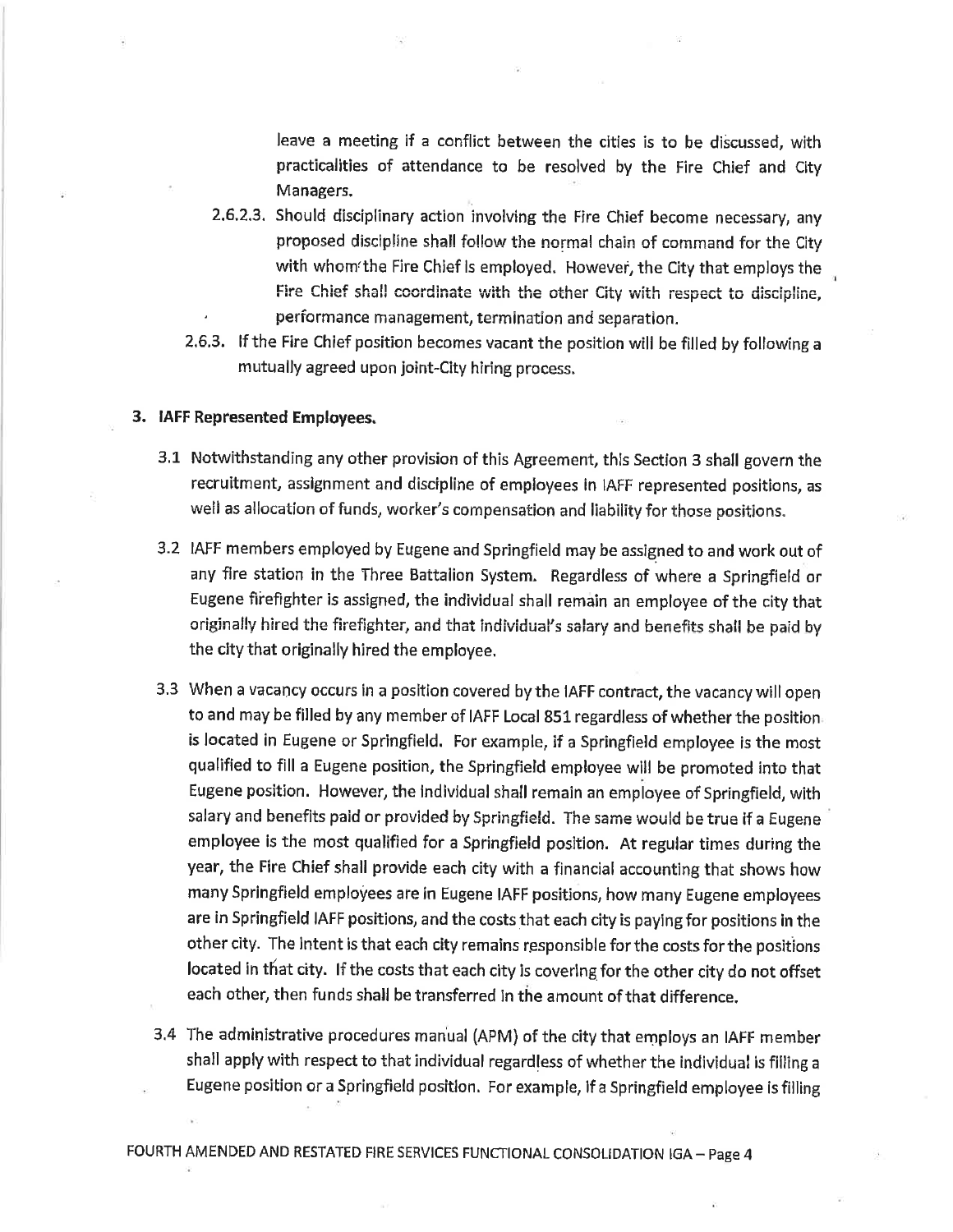leave a meeting if a conflict between the cities is to be discussed, with practicalities of attendance to be resolved by the Fire Chief and City Managers.

2.6.2.3. Should disciplinary action involving the Fire Chief become necessary, any proposed discipline shall follow the normal chain of command for the City with whom the Fire Chief is employed. However, the City that employs the Fire Chief shall coordinate with the other City with respect to discipline, performance management, termination and separation.

2.6.3. If the Fire Chief position becomes vacant the position will be filled by following a mutually agreed upon joint-City hiring process.

**3. IAFF Represented Employees.**

3.1 Notwithstanding any other provision of this Agreement, this Section 3 shall govern the recruitment, assignment and discipline of employees in IAFF represented positions, as well as allocation of funds, worker's compensation and liability for those positions.

3.2 IAFF members employed by Eugene and Springfield may be assigned to and work out of any fire station in the Three Battalion System. Regardless of where a Springfield or Eugene firefighter is assigned, the individual shall remain an employee of the city that originally hired the firefighter, and that individual's salary and benefits shall be paid by the city that originally hired the employee.

3.3 When a vacancy occurs in a position covered by the IAFF contract, the vacancy will open to and may be filled by any member of IAFF Local 851 regardless of whether the position is located in Eugene or Springfield. For example, if a Springfield employee is the most qualified to fill a Eugene position, the Springfield employee will be promoted into that Eugene position. However, the individual shall remain an employee of Springfield, with salary and benefits paid or provided by Springfield. The same would be true if a Eugene employee is the most qualified for a Springfield position. At regular times during the year, the Fire Chief shall provide each city with a financial accounting that shows how many Springfield employees are in Eugene IAFF positions, how many Eugene employees are in Springfield IAFF positions, and the costs that each city is paying for positions in the other city. The intent is that each city remains responsible for the costs for the positions located in that city. If the costs that each city is covering for the other city do not offset each other, then funds shall be transferred in the amount of that difference.

3.4 The administrative procedures manual (APM) of the city that employs an IAFF member shall apply with respect to that individual regardless of whether the individual is filling a Eugene position or a Springfield position. For example, if a Springfield employee is filling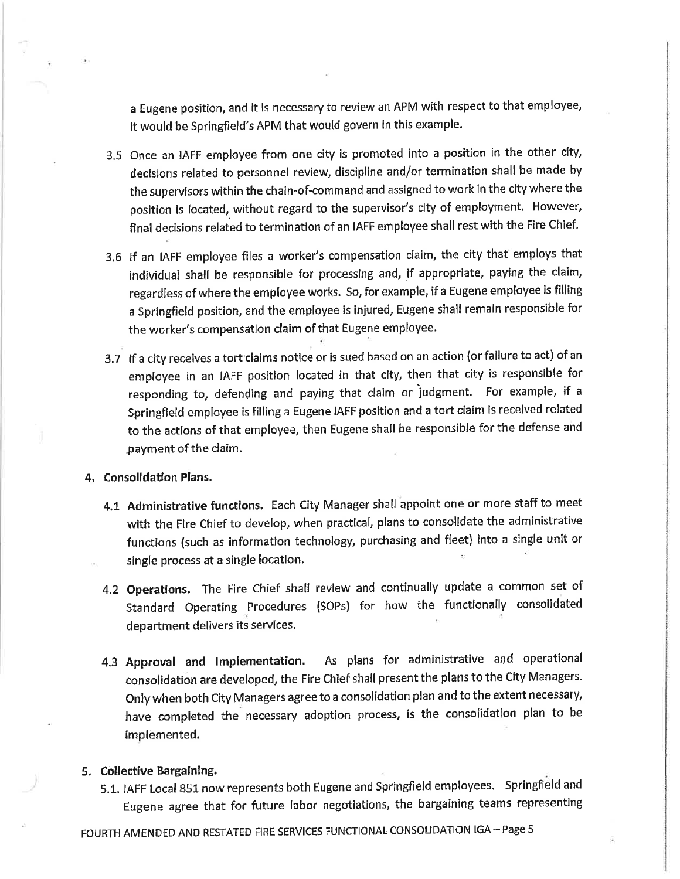a Eugene position, and it is necessary to review an APM with respect to that employee, it would be Springfield's APM that would govern in this example.

3.5 Once an IAFF employee from one city is promoted into a position in the other city, decisions related to personnel review, discipline and/or termination shall be made by the supervisors within the chain-of-command and assigned to work in the city where the position is located, without regard to the supervisor's city of employment. However, final decisions related to termination of an IAFF employee shall rest with the Fire Chief.

3.6 If an IAFF employee files a worker's compensation claim, the city that employs that individual shall be responsible for processing and, if appropriate, paying the claim, regardless of where the employee works. So, for example, if a Eugene employee is filling a Springfield position, and the employee is injured, Eugene shall remain responsible for the worker's compensation claim of that Eugene employee.

3.7 If a city receives a tort claims notice or is sued based on an action (or failure to act) of an employee in an IAFF position located in that city, then that city is responsible for responding to, defending and paying that claim or judgment. For example, if a Springfield employee is filling a Eugene IAFF position and a tort claim is received related to the actions of that employee, then Eugene shall be responsible for the defense and payment of the claim.

**4. Consolidation Plans.**

4.1 **Administrative functions.** Each City Manager shall appoint one or more staff to meet with the Fire Chief to develop, when practical, plans to consolidate the administrative functions (such as information technology, purchasing and fleet) into a single unit or single process at a single location.

4.2 **Operations.** The Fire Chief shall review and continually update a common set of Standard Operating Procedures (SOPs) for how the functionally consolidated department delivers its services.

4.3 **Approval and Implementation.** As plans for administrative and operational consolidation are developed, the Fire Chief shall present the plans to the City Managers. Only when both City Managers agree to a consolidation plan and to the extent necessary, have completed the necessary adoption process, is the consolidation plan to be implemented.

**5. Collective Bargaining.**

5.1. IAFF Local 851 now represents both Eugene and Springfield employees. Springfield and Eugene agree that for future labor negotiations, the bargaining teams representing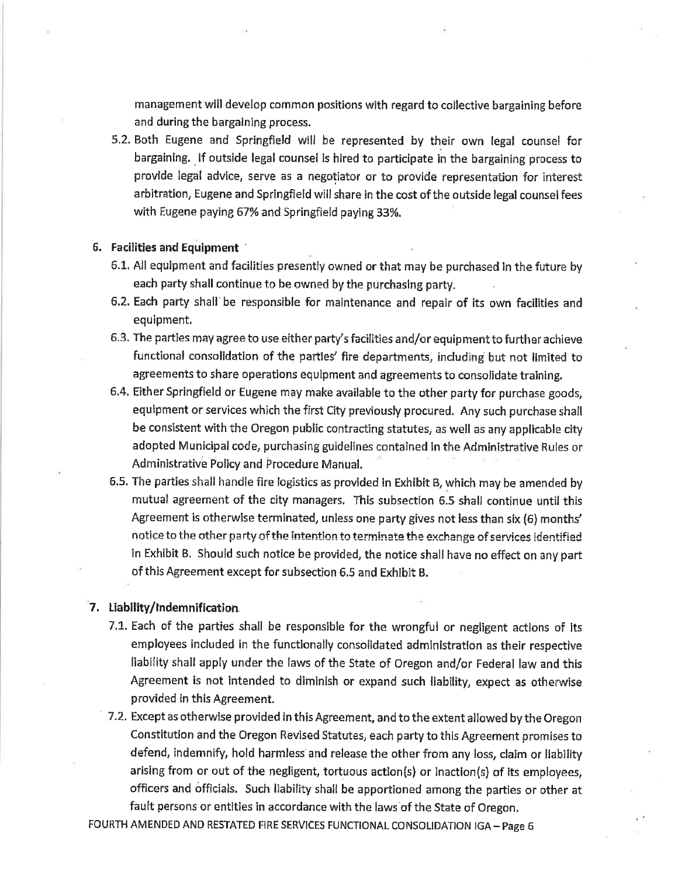management will develop common positions with regard to collective bargaining before and during the bargaining process.

5.2. Both Eugene and Springfield will be represented by their own legal counsel for bargaining. If outside legal counsel is hired to participate in the bargaining process to provide legal advice, serve as a negotiator or to provide representation for interest arbitration, Eugene and Springfield will share in the cost of the outside legal counsel fees with Eugene paying 67% and Springfield paying 33%.

**6. Facilities and Equipment**

6.1. All equipment and facilities presently owned or that may be purchased in the future by each party shall continue to be owned by the purchasing party.

6.2. Each party shall be responsible for maintenance and repair of its own facilities and equipment.

6.3. The parties may agree to use either party's facilities and/or equipment to further achieve functional consolidation of the parties' fire departments, including but not limited to agreements to share operations equipment and agreements to consolidate training.

6.4. Either Springfield or Eugene may make available to the other party for purchase goods, equipment or services which the first City previously procured. Any such purchase shall be consistent with the Oregon public contracting statutes, as well as any applicable city adopted Municipal code, purchasing guidelines contained in the Administrative Rules or Administrative Policy and Procedure Manual.

6.5. The parties shall handle fire logistics as provided in Exhibit B, which may be amended by mutual agreement of the city managers. This subsection 6.5 shall continue until this Agreement is otherwise terminated, unless one party gives not less than six (6) months' notice to the other party of the intention to terminate the exchange of services identified in Exhibit B. Should such notice be provided, the notice shall have no effect on any part of this Agreement except for subsection 6.5 and Exhibit B.

**7. Liability/Indemnification**

7.1. Each of the parties shall be responsible for the wrongful or negligent actions of its employees included in the functionally consolidated administration as their respective liability shall apply under the laws of the State of Oregon and/or Federal law and this Agreement is not intended to diminish or expand such liability, expect as otherwise provided in this Agreement.

7.2. Except as otherwise provided in this Agreement, and to the extent allowed by the Oregon Constitution and the Oregon Revised Statutes, each party to this Agreement promises to defend, indemnify, hold harmless and release the other from any loss, claim or liability arising from or out of the negligent, tortuous action(s) or inaction(s) of its employees, officers and officials. Such liability shall be apportioned among the parties or other at fault persons or entities in accordance with the laws of the State of Oregon.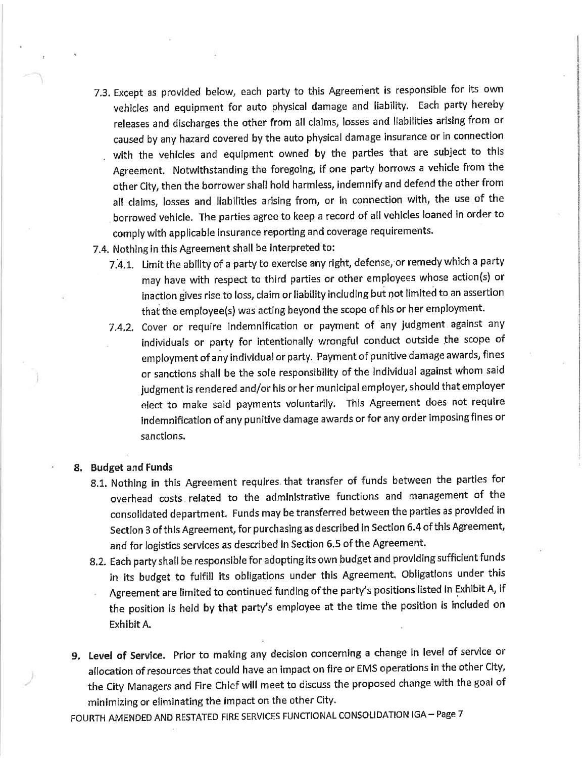7.3. Except as provided below, each party to this Agreement is responsible for its own vehicles and equipment for auto physical damage and liability. Each party hereby releases and discharges the other from all claims, losses and liabilities arising from or caused by any hazard covered by the auto physical damage insurance or in connection with the vehicles and equipment owned by the parties that are subject to this Agreement. Notwithstanding the foregoing, if one party borrows a vehicle from the other City, then the borrower shall hold harmless, indemnify and defend the other from all claims, losses and liabilities arising from, or in connection with, the use of the borrowed vehicle. The parties agree to keep a record of all vehicles loaned in order to comply with applicable insurance reporting and coverage requirements.

7.4. Nothing in this Agreement shall be interpreted to:

7.4.1. Limit the ability of a party to exercise any right, defense, or remedy which a party may have with respect to third parties or other employees whose action(s) or inaction gives rise to loss, claim or liability including but not limited to an assertion that the employee(s) was acting beyond the scope of his or her employment.

7.4.2. Cover or require indemnification or payment of any judgment against any individuals or party for intentionally wrongful conduct outside the scope of employment of any individual or party. Payment of punitive damage awards, fines or sanctions shall be the sole responsibility of the individual against whom said judgment is rendered and/or his or her municipal employer, should that employer elect to make said payments voluntarily. This Agreement does not require indemnification of any punitive damage awards or for any order imposing fines or sanctions.

## 8. Budget and Funds

8.1. Nothing in this Agreement requires that transfer of funds between the parties for overhead costs related to the administrative functions and management of the consolidated department. Funds may be transferred between the parties as provided in Section 3 of this Agreement, for purchasing as described in Section 6.4 of this Agreement, and for logistics services as described in Section 6.5 of the Agreement.

8.2. Each party shall be responsible for adopting its own budget and providing sufficient funds in its budget to fulfill its obligations under this Agreement. Obligations under this Agreement are limited to continued funding of the party's positions listed in Exhibit A, if the position is held by that party's employee at the time the position is included on Exhibit A.

**9. Level of Service.** Prior to making any decision concerning a change in level of service or allocation of resources that could have an impact on fire or EMS operations in the other City, the City Managers and Fire Chief will meet to discuss the proposed change with the goal of minimizing or eliminating the impact on the other City.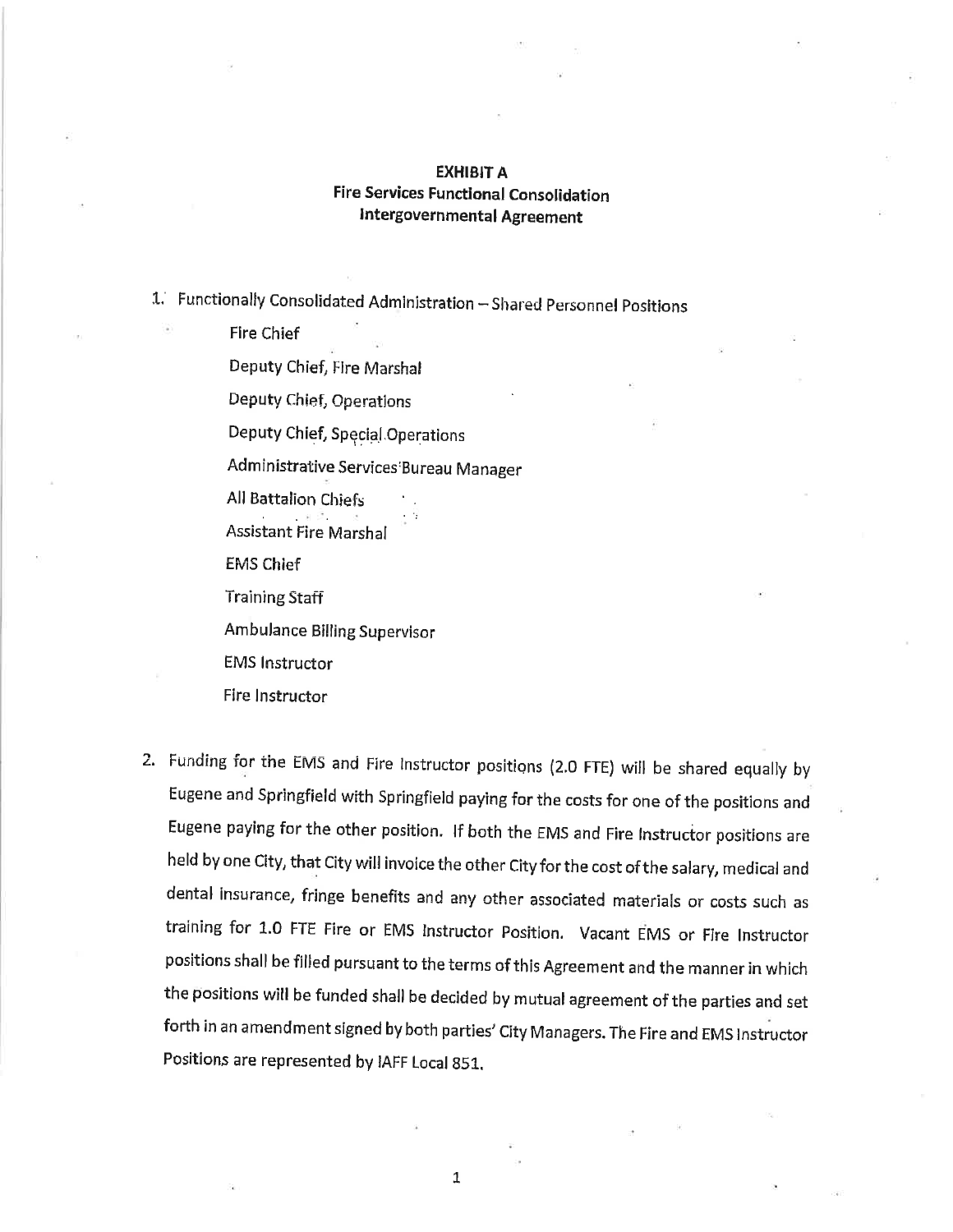**EXHIBIT A**
**Fire Services Functional Consolidation**
**Intergovernmental Agreement**

1. Functionally Consolidated Administration – Shared Personnel Positions

   Fire Chief

   Deputy Chief, Fire Marshal

   Deputy Chief, Operations

   Deputy Chief, Special Operations

   Administrative Services Bureau Manager

   All Battalion Chiefs

   Assistant Fire Marshal

   EMS Chief

   Training Staff

   Ambulance Billing Supervisor

   EMS Instructor

   Fire Instructor

2. Funding for the EMS and Fire Instructor positions (2.0 FTE) will be shared equally by Eugene and Springfield with Springfield paying for the costs for one of the positions and Eugene paying for the other position. If both the EMS and Fire Instructor positions are held by one City, that City will invoice the other City for the cost of the salary, medical and dental insurance, fringe benefits and any other associated materials or costs such as training for 1.0 FTE Fire or EMS Instructor Position. Vacant EMS or Fire Instructor positions shall be filled pursuant to the terms of this Agreement and the manner in which the positions will be funded shall be decided by mutual agreement of the parties and set forth in an amendment signed by both parties' City Managers. The Fire and EMS Instructor Positions are represented by IAFF Local 851.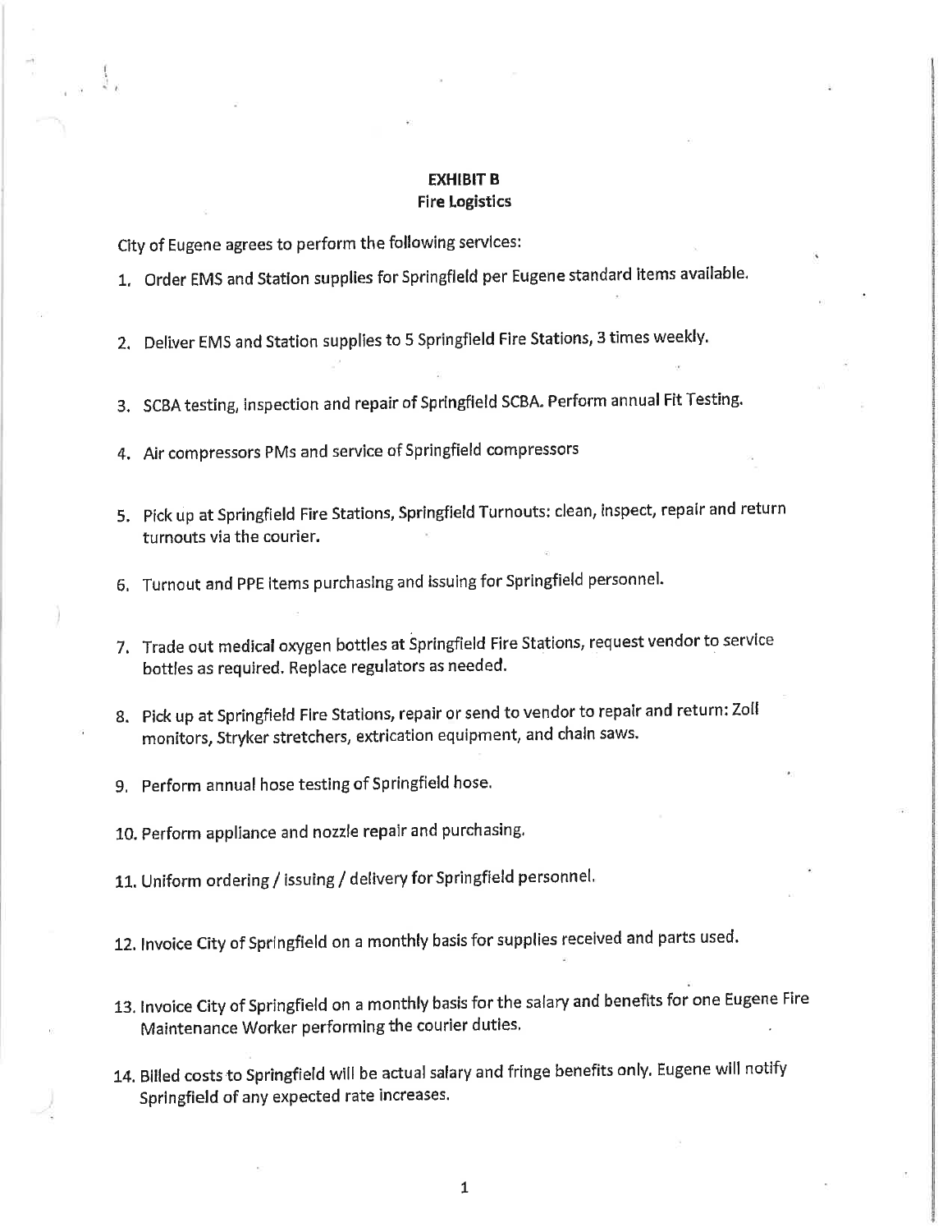# EXHIBIT B
## Fire Logistics

City of Eugene agrees to perform the following services:

1. Order EMS and Station supplies for Springfield per Eugene standard items available.
2. Deliver EMS and Station supplies to 5 Springfield Fire Stations, 3 times weekly.
3. SCBA testing, inspection and repair of Springfield SCBA. Perform annual Fit Testing.
4. Air compressors PMs and service of Springfield compressors
5. Pick up at Springfield Fire Stations, Springfield Turnouts: clean, inspect, repair and return turnouts via the courier.
6. Turnout and PPE items purchasing and issuing for Springfield personnel.
7. Trade out medical oxygen bottles at Springfield Fire Stations, request vendor to service bottles as required. Replace regulators as needed.
8. Pick up at Springfield Fire Stations, repair or send to vendor to repair and return: Zoll monitors, Stryker stretchers, extrication equipment, and chain saws.
9. Perform annual hose testing of Springfield hose.
10. Perform appliance and nozzle repair and purchasing.
11. Uniform ordering / issuing / delivery for Springfield personnel.
12. Invoice City of Springfield on a monthly basis for supplies received and parts used.
13. Invoice City of Springfield on a monthly basis for the salary and benefits for one Eugene Fire Maintenance Worker performing the courier duties.
14. Billed costs to Springfield will be actual salary and fringe benefits only. Eugene will notify Springfield of any expected rate increases.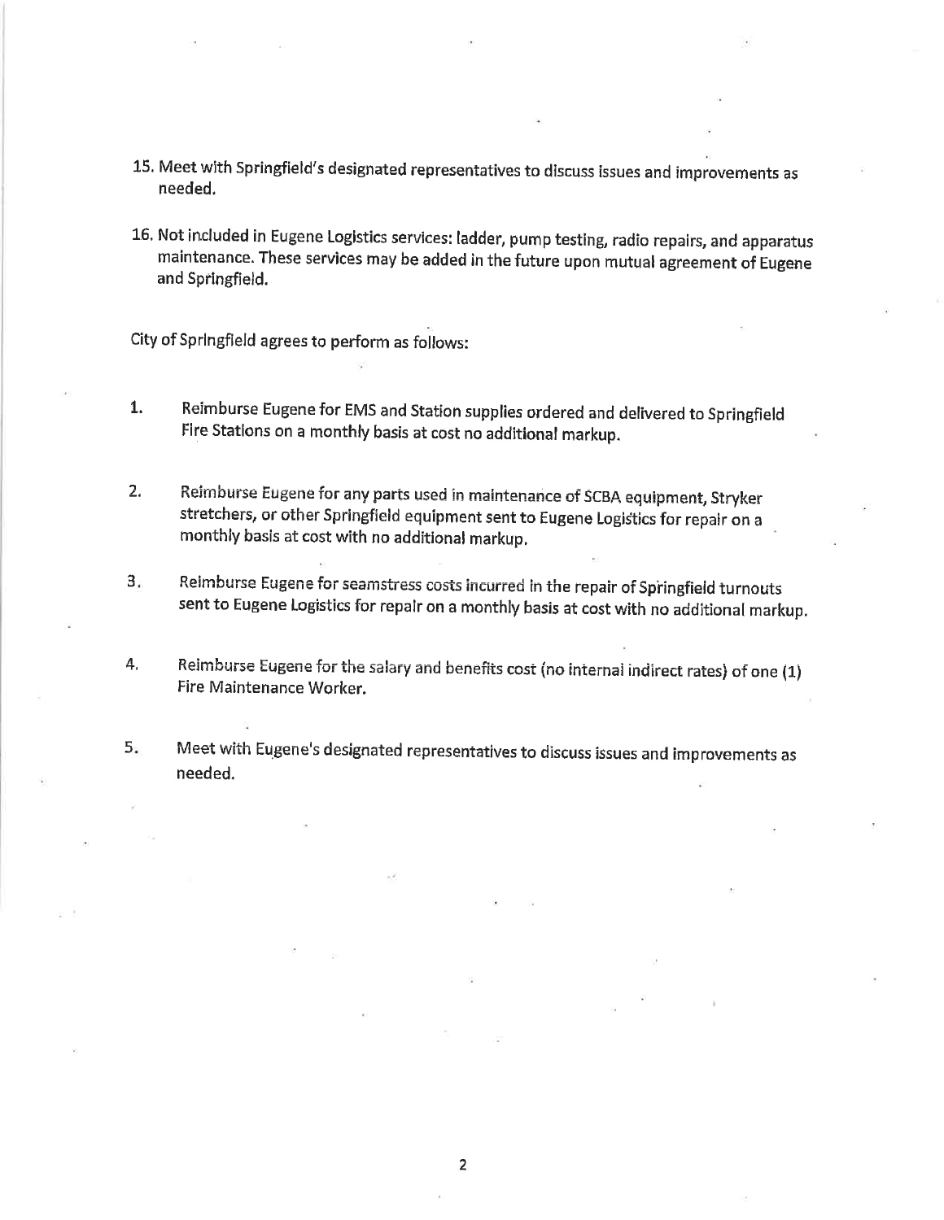15. Meet with Springfield's designated representatives to discuss issues and improvements as needed.

16. Not included in Eugene Logistics services: ladder, pump testing, radio repairs, and apparatus maintenance. These services may be added in the future upon mutual agreement of Eugene and Springfield.

City of Springfield agrees to perform as follows:

1. Reimburse Eugene for EMS and Station supplies ordered and delivered to Springfield Fire Stations on a monthly basis at cost no additional markup.

2. Reimburse Eugene for any parts used in maintenance of SCBA equipment, Stryker stretchers, or other Springfield equipment sent to Eugene Logistics for repair on a monthly basis at cost with no additional markup.

3. Reimburse Eugene for seamstress costs incurred in the repair of Springfield turnouts sent to Eugene Logistics for repair on a monthly basis at cost with no additional markup.

4. Reimburse Eugene for the salary and benefits cost (no internal indirect rates) of one (1) Fire Maintenance Worker.

5. Meet with Eugene's designated representatives to discuss issues and improvements as needed.